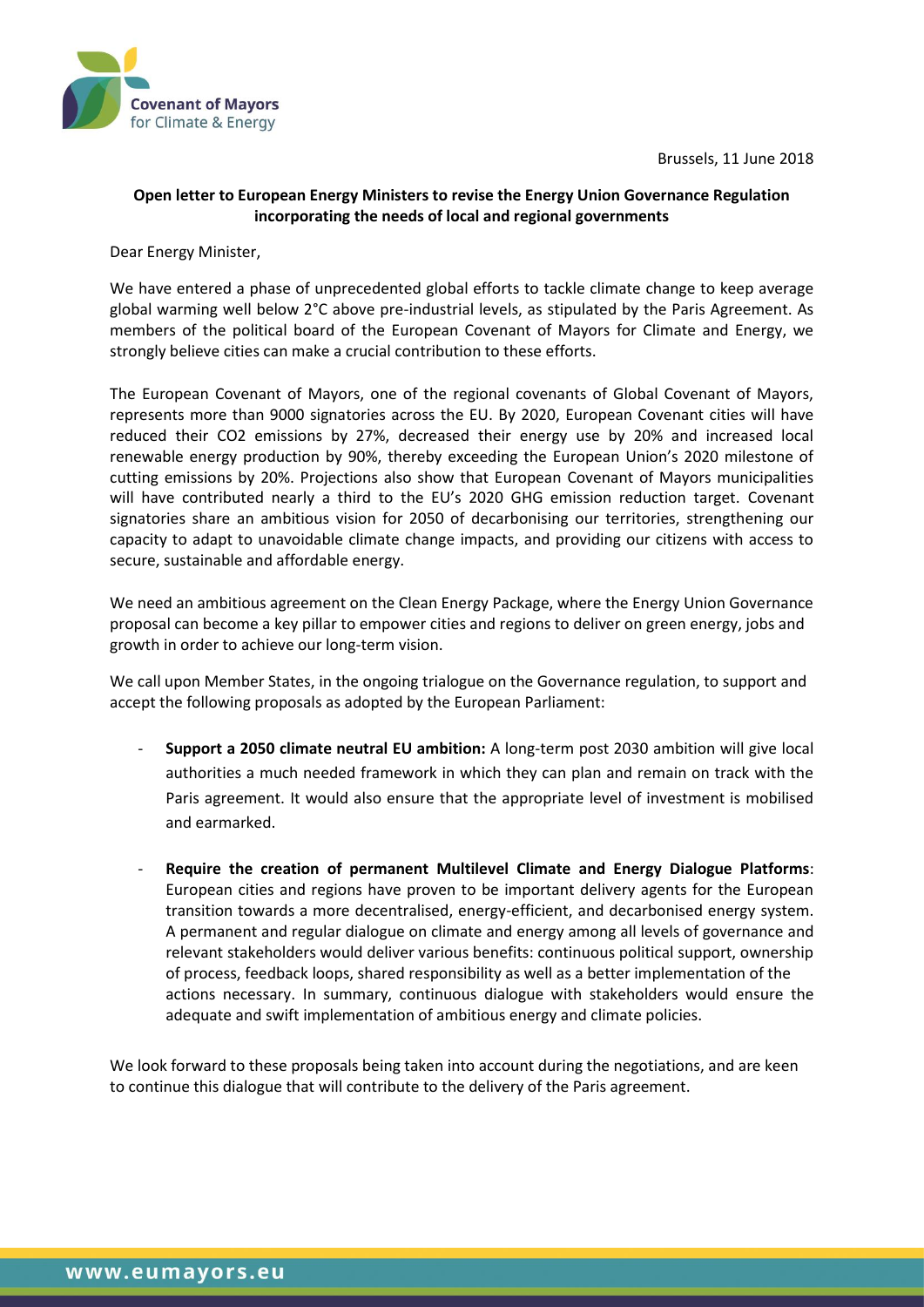Covenant of Mayors for Climate & Energy

Brussels, 11 June 2018

**Open letter to European Energy Ministers to revise the Energy Union Governance Regulation incorporating the needs of local and regional governments**

Dear Energy Minister,

We have entered a phase of unprecedented global efforts to tackle climate change to keep average global warming well below 2°C above pre-industrial levels, as stipulated by the Paris Agreement. As members of the political board of the European Covenant of Mayors for Climate and Energy, we strongly believe cities can make a crucial contribution to these efforts.

The European Covenant of Mayors, one of the regional covenants of Global Covenant of Mayors, represents more than 9000 signatories across the EU. By 2020, European Covenant cities will have reduced their $CO_2$ emissions by 27%, decreased their energy use by 20% and increased local renewable energy production by 90%, thereby exceeding the European Union's 2020 milestone of cutting emissions by 20%. Projections also show that European Covenant of Mayors municipalities will have contributed nearly a third to the EU's 2020 GHG emission reduction target. Covenant signatories share an ambitious vision for 2050 of decarbonising our territories, strengthening our capacity to adapt to unavoidable climate change impacts, and providing our citizens with access to secure, sustainable and affordable energy.

We need an ambitious agreement on the Clean Energy Package, where the Energy Union Governance proposal can become a key pillar to empower cities and regions to deliver on green energy, jobs and growth in order to achieve our long-term vision.

We call upon Member States, in the ongoing trialogue on the Governance regulation, to support and accept the following proposals adopted by the European Parliament:

- **Support a 2050 climate neutral EU ambition:** A long-term post 2030 ambition will give local authorities a much needed framework in which they can plan and remain on track with the Paris agreement. It would also ensure that the appropriate level of investment is mobilised and earmarked.
- **Require the creation of permanent Multilevel Climate and Energy Dialogue Platforms**: European cities and regions have proven to be important delivery agents for the European transition towards a more decentralised, energy-efficient, and decarbonised energy system. A permanent and regular dialogue on climate and energy among all levels of governance and relevant stakeholders would deliver various benefits: continuous political support, ownership of process, feedback loops, shared responsibility as well as a better implementation of the actions necessary. In summary, continuous dialogue with stakeholders would ensure the adequate and swift implementation of ambitious energy and climate policies.

We look forward to these proposals being taken into account during the negotiations, and are keen to continue this dialogue that will contribute to the delivery of the Paris agreement.

www.eumayors.eu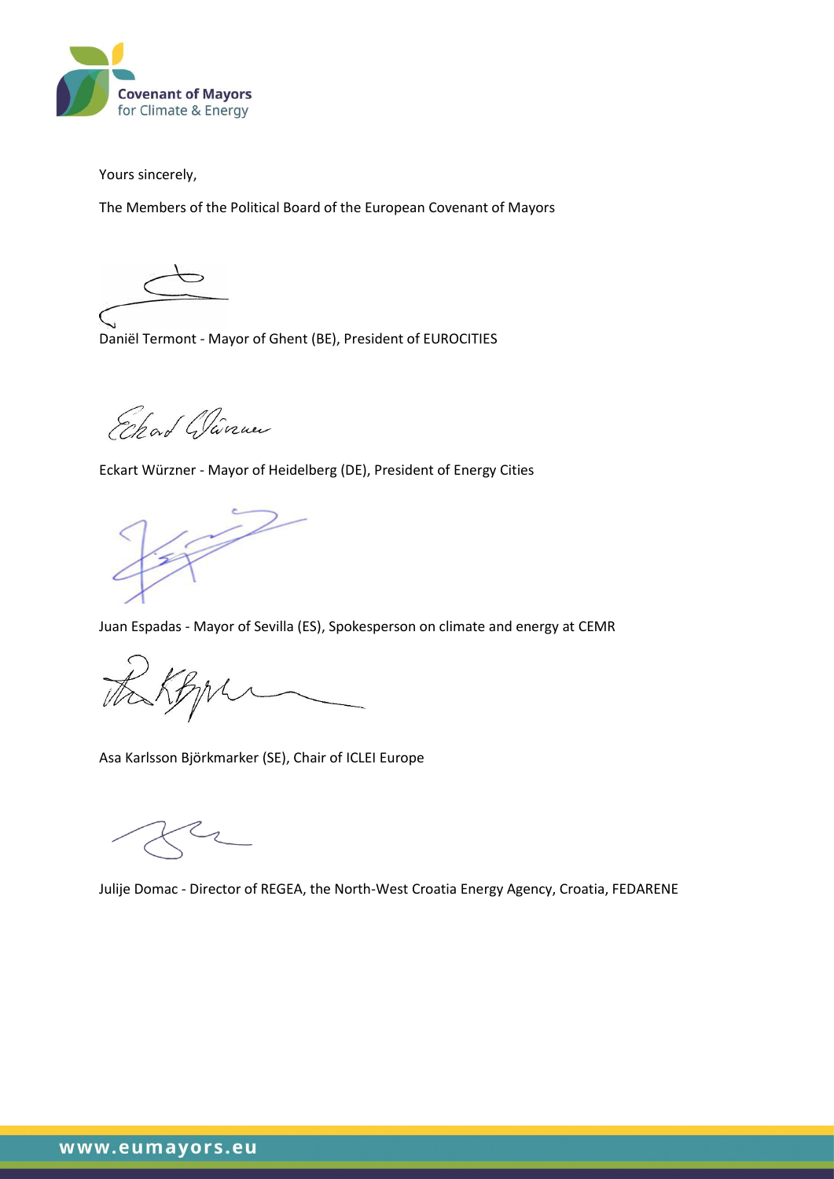Yours sincerely,

The Members of the Political Board of the European Covenant of Mayors

Daniël Termont - Mayor of Ghent (BE), President of EUROCITIES

Eckart Würzner - Mayor of Heidelberg (DE), President of Energy Cities

Juan Espadas - Mayor of Sevilla (ES), Spokesperson on climate and energy at CEMR

Asa Karlsson Björkmarker (SE), Chair of ICLEI Europe

Julije Domac - Director of REGEA, the North-West Croatia Energy Agency, Croatia, FEDARENE